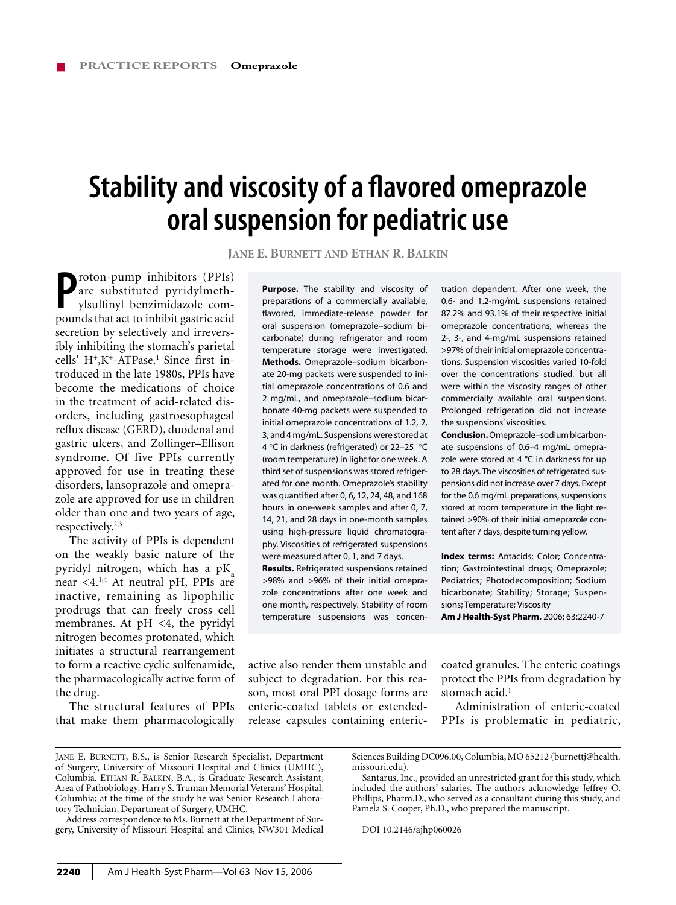# Stability and viscosity of a flavored omeprazole oral suspension for pediatric use

**Jane E. Burnett and Ethan R. Balkin**

**Purpose.** The stability and viscosity of preparations of a commercially available, flavored, immediate-release powder for oral suspension (omeprazole–sodium bicarbonate) during refrigerator and room temperature storage were investigated.

**Methods.** Omeprazole–sodium bicarbonate 20-mg packets were suspended to initial omeprazole concentrations of 0.6 and 2 mg/mL, and omeprazole–sodium bicarbonate 40-mg packets were suspended to initial omeprazole concentrations of 1.2, 2, 3, and 4 mg/mL. Suspensions were stored at 4 °C in darkness (refrigerated) or 22–25 °C (room temperature) in light for one week. A third set of suspensions was stored refrigerated for one month. Omeprazole's stability was quantified after 0, 6, 12, 24, 48, and 168 hours in one-week samples and after 0, 7, 14, 21, and 28 days in one-month samples using high-pressure liquid chromatography. Viscosities of refrigerated suspensions were measured after 0, 1, and 7 days.

**Results.** Refrigerated suspensions retained >98% and >96% of their initial omeprazole concentrations after one week and one month, respectively. Stability of room temperature suspensions was concentration dependent. After one week, the 0.6- and 1.2-mg/mL suspensions retained 87.2% and 93.1% of their respective initial omeprazole concentrations, whereas the 2-, 3-, and 4-mg/mL suspensions retained >97% of their initial omeprazole concentrations. Suspension viscosities varied 10-fold over the concentrations studied, but all were within the viscosity ranges of other commercially available oral suspensions. Prolonged refrigeration did not increase the suspensions' viscosities.

**Conclusion.** Omeprazole–sodium bicarbonate suspensions of 0.6–4 mg/mL omeprazole were stored at 4 °C in darkness for up to 28 days. The viscosities of refrigerated suspensions did not increase over 7 days. Except for the 0.6 mg/mL preparations, suspensions stored at room temperature in the light retained >90% of their initial omeprazole content after 7 days, despite turning yellow.

**Index terms:** Antacids; Color; Concentration; Gastrointestinal drugs; Omeprazole; Pediatrics; Photodecomposition; Sodium bicarbonate; Stability; Storage; Suspensions; Temperature; Viscosity

**Am J Health-Syst Pharm.** 2006; 63:2240-7

Proton-pump inhibitors (PPIs) are substituted pyridylmethylsulfinyl benzimidazole compounds that act to inhibit gastric acid secretion by selectively and irreversibly inhibiting the stomach's parietal cells' $H^+,K^+$-ATPase.[1] Since first introduced in the late 1980s, PPIs have become the medications of choice in the treatment of acid-related disorders, including gastroesophageal reflux disease (GERD), duodenal and gastric ulcers, and Zollinger–Ellison syndrome. Of five PPIs currently approved for use in treating these disorders, lansoprazole and omeprazole are approved for use in children older than one and two years of age, respectively.[2,3]

The activity of PPIs is dependent on the weakly basic nature of the pyridyl nitrogen, which has a $pK_a$ near <4.[1,4] At neutral pH, PPIs are inactive, remaining as lipophilic prodrugs that can freely cross cell membranes. At pH <4, the pyridyl nitrogen becomes protonated, which initiates a structural rearrangement to form a reactive cyclic sulfenamide, the pharmacologically active form of the drug.

The structural features of PPIs that make them pharmacologically active also render them unstable and subject to degradation. For this reason, most oral PPI dosage forms are enteric-coated tablets or extended-release capsules containing enteric-coated granules. The enteric coatings protect the PPIs from degradation by stomach acid.[1]

Administration of enteric-coated PPIs is problematic in pediatric,

---

Jane E. Burnett, B.S., is Senior Research Specialist, Department of Surgery, University of Missouri Hospital and Clinics (UMHC), Columbia. Ethan R. Balkin, B.A., is Graduate Research Assistant, Area of Pathobiology, Harry S. Truman Memorial Veterans' Hospital, Columbia; at the time of the study he was Senior Research Laboratory Technician, Department of Surgery, UMHC.

Address correspondence to Ms. Burnett at the Department of Surgery, University of Missouri Hospital and Clinics, NW301 Medical Sciences Building DC096.00, Columbia, MO 65212 (burnettj@health.missouri.edu).

Santarus, Inc., provided an unrestricted grant for this study, which included the authors' salaries. The authors acknowledge Jeffrey O. Phillips, Pharm.D., who served as a consultant during this study, and Pamela S. Cooper, Ph.D., who prepared the manuscript.

DOI 10.2146/ajhp060026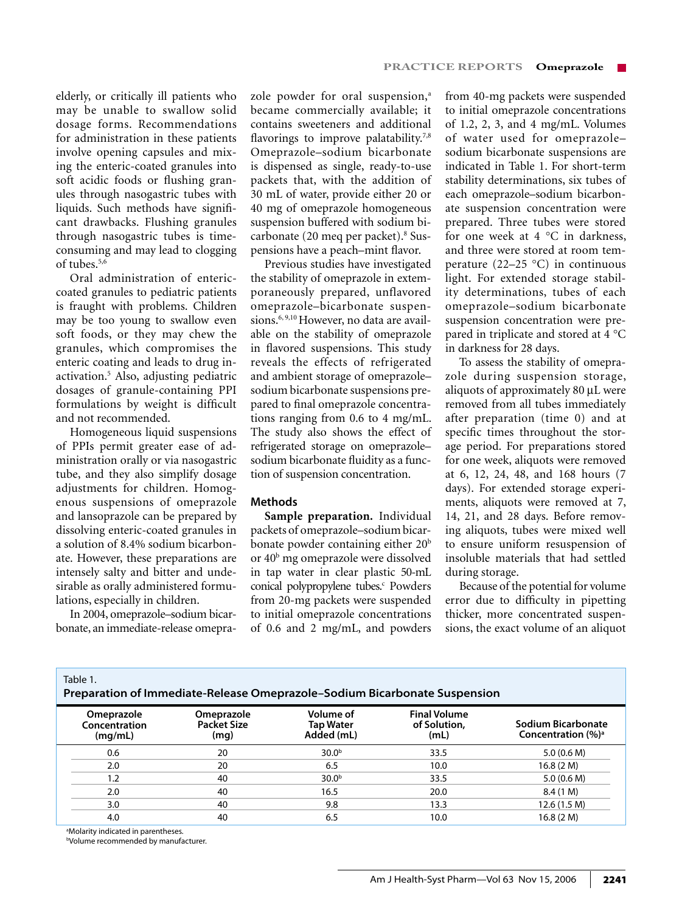elderly, or critically ill patients who may be unable to swallow solid dosage forms. Recommendations for administration in these patients involve opening capsules and mixing the enteric-coated granules into soft acidic foods or flushing granules through nasogastric tubes with liquids. Such methods have significant drawbacks. Flushing granules through nasogastric tubes is time-consuming and may lead to clogging of tubes.[5,6]

Oral administration of enteric-coated granules to pediatric patients is fraught with problems. Children may be too young to swallow even soft foods, or they may chew the granules, which compromises the enteric coating and leads to drug inactivation.[5] Also, adjusting pediatric dosages of granule-containing PPI formulations by weight is difficult and not recommended.

Homogeneous liquid suspensions of PPIs permit greater ease of administration orally or via nasogastric tube, and they also simplify dosage adjustments for children. Homogenous suspensions of omeprazole and lansoprazole can be prepared by dissolving enteric-coated granules in a solution of 8.4% sodium bicarbonate. However, these preparations are intensely salty and bitter and undesirable as orally administered formulations, especially in children.

In 2004, omeprazole–sodium bicarbonate, an immediate-release omeprazole powder for oral suspension,[a] became commercially available; it contains sweeteners and additional flavorings to improve palatability.[7,8] Omeprazole–sodium bicarbonate is dispensed as single, ready-to-use packets that, with the addition of 30 mL of water, provide either 20 or 40 mg of omeprazole homogeneous suspension buffered with sodium bicarbonate (20 meq per packet).[8] Suspensions have a peach–mint flavor.

Previous studies have investigated the stability of omeprazole in extemporaneously prepared, unflavored omeprazole–bicarbonate suspensions.[6,9,10] However, no data are available on the stability of omeprazole in flavored suspensions. This study reveals the effects of refrigerated and ambient storage of omeprazole–sodium bicarbonate suspensions prepared to final omeprazole concentrations ranging from 0.6 to 4 mg/mL. The study also shows the effect of refrigerated storage on omeprazole–sodium bicarbonate fluidity as a function of suspension concentration.

## Methods

**Sample preparation.** Individual packets of omeprazole–sodium bicarbonate powder containing either 20[b] or 40[b] mg omeprazole were dissolved in tap water in clear plastic 50-mL conical polypropylene tubes.[c] Powders from 20-mg packets were suspended to initial omeprazole concentrations of 0.6 and 2 mg/mL, and powders from 40-mg packets were suspended to initial omeprazole concentrations of 1.2, 2, 3, and 4 mg/mL. Volumes of water used for omeprazole–sodium bicarbonate suspensions are indicated in Table 1. For short-term stability determinations, six tubes of each omeprazole–sodium bicarbonate suspension concentration were prepared. Three tubes were stored for one week at 4 °C in darkness, and three were stored at room temperature (22–25 °C) in continuous light. For extended storage stability determinations, tubes of each omeprazole–sodium bicarbonate suspension concentration were prepared in triplicate and stored at 4 °C in darkness for 28 days.

To assess the stability of omeprazole during suspension storage, aliquots of approximately 80 μL were removed from all tubes immediately after preparation (time 0) and at specific times throughout the storage period. For preparations stored for one week, aliquots were removed at 6, 12, 24, 48, and 168 hours (7 days). For extended storage experiments, aliquots were removed at 7, 14, 21, and 28 days. Before removing aliquots, tubes were mixed well to ensure uniform resuspension of insoluble materials that had settled during storage.

Because of the potential for volume error due to difficulty in pipetting thicker, more concentrated suspensions, the exact volume of an aliquot

Table 1.
**Preparation of Immediate-Release Omeprazole–Sodium Bicarbonate Suspension**

| Omeprazole Concentration (mg/mL) | Omeprazole Packet Size (mg) | Volume of Tap Water Added (mL) | Final Volume of Solution, (mL) | Sodium Bicarbonate Concentration (%)[a] |
|---|---|---|---|---|
| 0.6 | 20 | 30.0[b] | 33.5 | 5.0 (0.6 M) |
| 2.0 | 20 | 6.5 | 10.0 | 16.8 (2 M) |
| 1.2 | 40 | 30.0[b] | 33.5 | 5.0 (0.6 M) |
| 2.0 | 40 | 16.5 | 20.0 | 8.4 (1 M) |
| 3.0 | 40 | 9.8 | 13.3 | 12.6 (1.5 M) |
| 4.0 | 40 | 6.5 | 10.0 | 16.8 (2 M) |

[a]Molarity indicated in parentheses.
[b]Volume recommended by manufacturer.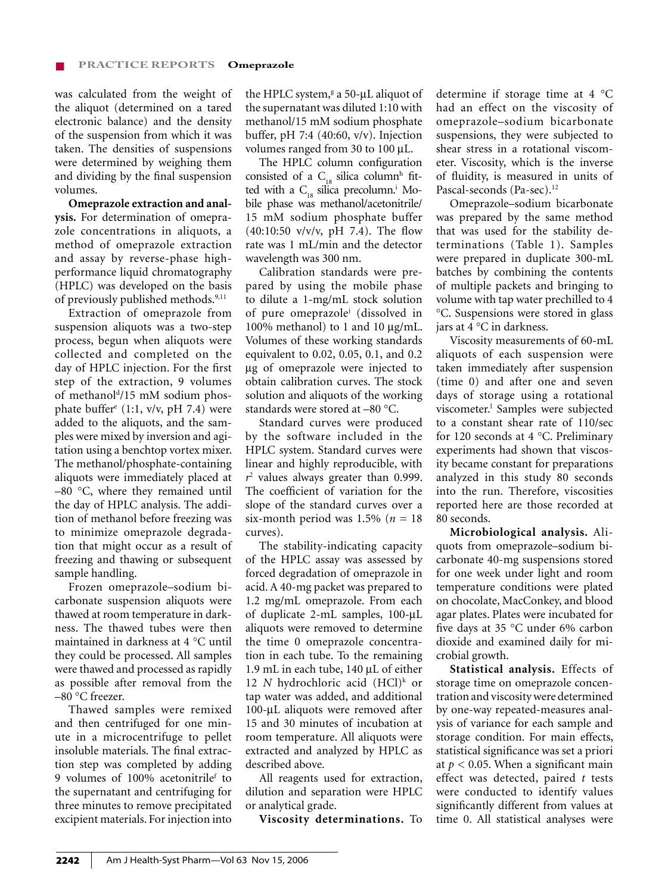was calculated from the weight of the aliquot (determined on a tared electronic balance) and the density of the suspension from which it was taken. The densities of suspensions were determined by weighing them and dividing by the final suspension volumes.

**Omeprazole extraction and analysis.** For determination of omeprazole concentrations in aliquots, a method of omeprazole extraction and assay by reverse-phase high-performance liquid chromatography (HPLC) was developed on the basis of previously published methods.[9,11]

Extraction of omeprazole from suspension aliquots was a two-step process, begun when aliquots were collected and completed on the day of HPLC injection. For the first step of the extraction, 9 volumes of methanol[d]/15 mM sodium phosphate buffer[e] (1:1, v/v, pH 7.4) were added to the aliquots, and the samples were mixed by inversion and agitation using a benchtop vortex mixer. The methanol/phosphate-containing aliquots were immediately placed at –80 °C, where they remained until the day of HPLC analysis. The addition of methanol before freezing was to minimize omeprazole degradation that might occur as a result of freezing and thawing or subsequent sample handling.

Frozen omeprazole–sodium bicarbonate suspension aliquots were thawed at room temperature in darkness. The thawed tubes were then maintained in darkness at 4 °C until they could be processed. All samples were thawed and processed as rapidly as possible after removal from the –80 °C freezer.

Thawed samples were remixed and then centrifuged for one minute in a microcentrifuge to pellet insoluble materials. The final extraction step was completed by adding 9 volumes of 100% acetonitrile[f] to the supernatant and centrifuging for three minutes to remove precipitated excipient materials. For injection into the HPLC system,[g] a 50-μL aliquot of the supernatant was diluted 1:10 with methanol/15 mM sodium phosphate buffer, pH 7:4 (40:60, v/v). Injection volumes ranged from 30 to 100 μL.

The HPLC column configuration consisted of a $C_{18}$ silica column[h] fitted with a $C_{18}$ silica precolumn.[i] Mobile phase was methanol/acetonitrile/15 mM sodium phosphate buffer (40:10:50 v/v/v, pH 7.4). The flow rate was 1 mL/min and the detector wavelength was 300 nm.

Calibration standards were prepared by using the mobile phase to dilute a 1-mg/mL stock solution of pure omeprazole[j] (dissolved in 100% methanol) to 1 and 10 μg/mL. Volumes of these working standards equivalent to 0.02, 0.05, 0.1, and 0.2 μg of omeprazole were injected to obtain calibration curves. The stock solution and aliquots of the working standards were stored at –80 °C.

Standard curves were produced by the software included in the HPLC system. Standard curves were linear and highly reproducible, with $r^2$ values always greater than 0.999. The coefficient of variation for the slope of the standard curves over a six-month period was 1.5% ($n$ = 18 curves).

The stability-indicating capacity of the HPLC assay was assessed by forced degradation of omeprazole in acid. A 40-mg packet was prepared to 1.2 mg/mL omeprazole. From each of duplicate 2-mL samples, 100-μL aliquots were removed to determine the time 0 omeprazole concentration in each tube. To the remaining 1.9 mL in each tube, 140 μL of either 12 $N$ hydrochloric acid (HCl)[k] or tap water was added, and additional 100-μL aliquots were removed after 15 and 30 minutes of incubation at room temperature. All aliquots were extracted and analyzed by HPLC as described above.

All reagents used for extraction, dilution and separation were HPLC or analytical grade.

**Viscosity determinations.** To determine if storage time at 4 °C had an effect on the viscosity of omeprazole–sodium bicarbonate suspensions, they were subjected to shear stress in a rotational viscometer. Viscosity, which is the inverse of fluidity, is measured in units of Pascal-seconds (Pa-sec).[12]

Omeprazole–sodium bicarbonate was prepared by the same method that was used for the stability determinations (Table 1). Samples were prepared in duplicate 300-mL batches by combining the contents of multiple packets and bringing to volume with tap water prechilled to 4 °C. Suspensions were stored in glass jars at 4 °C in darkness.

Viscosity measurements of 60-mL aliquots of each suspension were taken immediately after suspension (time 0) and after one and seven days of storage using a rotational viscometer.[l] Samples were subjected to a constant shear rate of 110/sec for 120 seconds at 4 °C. Preliminary experiments had shown that viscosity became constant for preparations analyzed in this study 80 seconds into the run. Therefore, viscosities reported here are those recorded at 80 seconds.

**Microbiological analysis.** Aliquots from omeprazole–sodium bicarbonate 40-mg suspensions stored for one week under light and room temperature conditions were plated on chocolate, MacConkey, and blood agar plates. Plates were incubated for five days at 35 °C under 6% carbon dioxide and examined daily for microbial growth.

**Statistical analysis.** Effects of storage time on omeprazole concentration and viscosity were determined by one-way repeated-measures analysis of variance for each sample and storage condition. For main effects, statistical significance was set a priori at $p < 0.05$. When a significant main effect was detected, paired $t$ tests were conducted to identify values significantly different from values at time 0. All statistical analyses were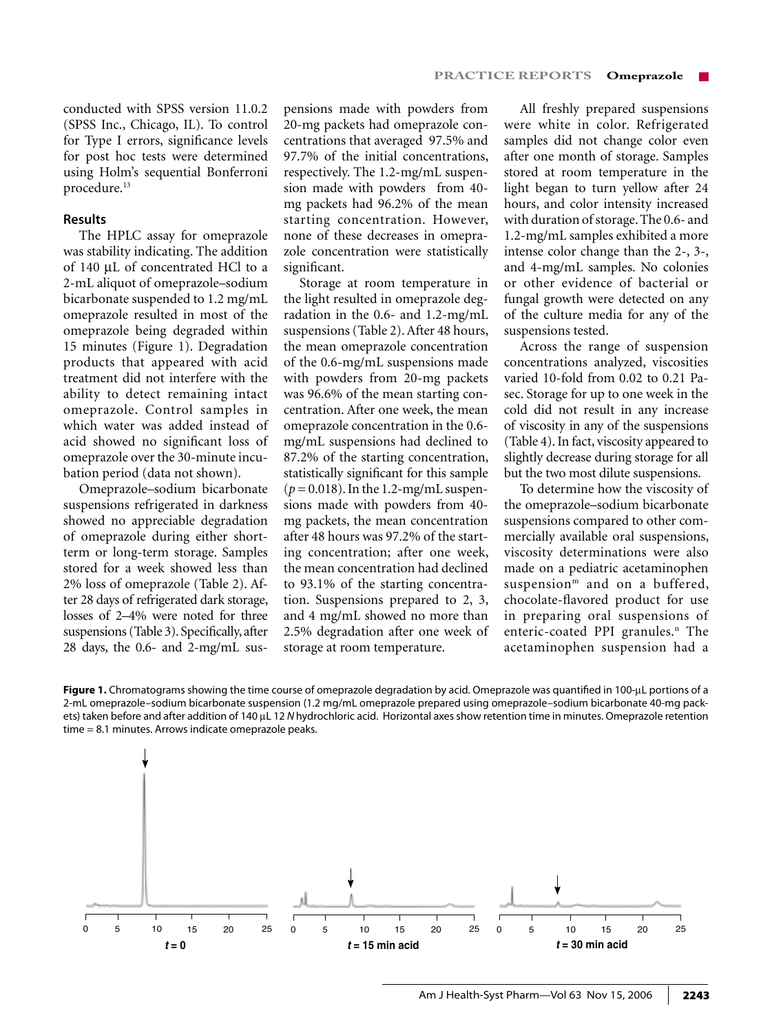conducted with SPSS version 11.0.2 (SPSS Inc., Chicago, IL). To control for Type I errors, significance levels for post hoc tests were determined using Holm's sequential Bonferroni procedure.[13]

## Results

The HPLC assay for omeprazole was stability indicating. The addition of 140 µL of concentrated HCl to a 2-mL aliquot of omeprazole–sodium bicarbonate suspended to 1.2 mg/mL omeprazole resulted in most of the omeprazole being degraded within 15 minutes (Figure 1). Degradation products that appeared with acid treatment did not interfere with the ability to detect remaining intact omeprazole. Control samples in which water was added instead of acid showed no significant loss of omeprazole over the 30-minute incubation period (data not shown).

Omeprazole–sodium bicarbonate suspensions refrigerated in darkness showed no appreciable degradation of omeprazole during either short-term or long-term storage. Samples stored for a week showed less than 2% loss of omeprazole (Table 2). After 28 days of refrigerated dark storage, losses of 2–4% were noted for three suspensions (Table 3). Specifically, after 28 days, the 0.6- and 2-mg/mL suspensions made with powders from 20-mg packets had omeprazole concentrations that averaged 97.5% and 97.7% of the initial concentrations, respectively. The 1.2-mg/mL suspension made with powders from 40-mg packets had 96.2% of the mean starting concentration. However, none of these decreases in omeprazole concentration were statistically significant.

Storage at room temperature in the light resulted in omeprazole degradation in the 0.6- and 1.2-mg/mL suspensions (Table 2). After 48 hours, the mean omeprazole concentration of the 0.6-mg/mL suspensions made with powders from 20-mg packets was 96.6% of the mean starting concentration. After one week, the mean omeprazole concentration in the 0.6-mg/mL suspensions had declined to 87.2% of the starting concentration, statistically significant for this sample ($p = 0.018$). In the 1.2-mg/mL suspensions made with powders from 40-mg packets, the mean concentration after 48 hours was 97.2% of the starting concentration; after one week, the mean concentration had declined to 93.1% of the starting concentration. Suspensions prepared to 2, 3, and 4 mg/mL showed no more than 2.5% degradation after one week of storage at room temperature.

All freshly prepared suspensions were white in color. Refrigerated samples did not change color even after one month of storage. Samples stored at room temperature in the light began to turn yellow after 24 hours, and color intensity increased with duration of storage. The 0.6- and 1.2-mg/mL samples exhibited a more intense color change than the 2-, 3-, and 4-mg/mL samples. No colonies or other evidence of bacterial or fungal growth were detected on any of the culture media for any of the suspensions tested.

Across the range of suspension concentrations analyzed, viscosities varied 10-fold from 0.02 to 0.21 Pa-sec. Storage for up to one week in the cold did not result in any increase of viscosity in any of the suspensions (Table 4). In fact, viscosity appeared to slightly decrease during storage for all but the two most dilute suspensions.

To determine how the viscosity of the omeprazole–sodium bicarbonate suspensions compared to other commercially available oral suspensions, viscosity determinations were also made on a pediatric acetaminophen suspension[m] and on a buffered, chocolate-flavored product for use in preparing oral suspensions of enteric-coated PPI granules.[n] The acetaminophen suspension had a

**Figure 1.** Chromatograms showing the time course of omeprazole degradation by acid. Omeprazole was quantified in 100-µL portions of a 2-mL omeprazole–sodium bicarbonate suspension (1.2 mg/mL omeprazole prepared using omeprazole–sodium bicarbonate 40-mg packets) taken before and after addition of 140 µL 12 *N* hydrochloric acid. Horizontal axes show retention time in minutes. Omeprazole retention time = 8.1 minutes. Arrows indicate omeprazole peaks.

*t* = 0 &nbsp;&nbsp;&nbsp; *t* = 15 min acid &nbsp;&nbsp;&nbsp; *t* = 30 min acid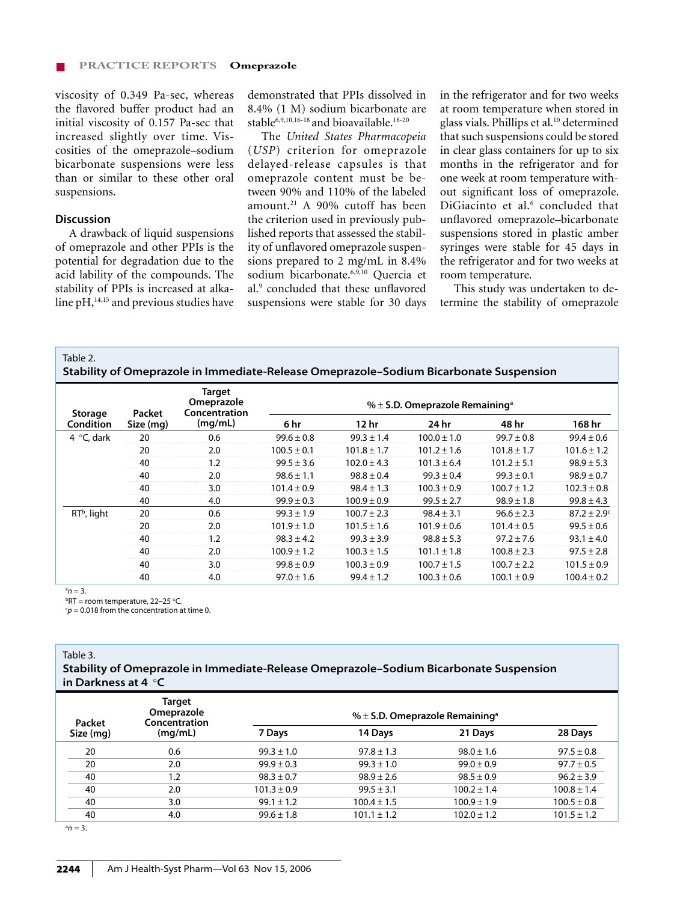viscosity of 0.349 Pa-sec, whereas the flavored buffer product had an initial viscosity of 0.157 Pa-sec that increased slightly over time. Viscosities of the omeprazole–sodium bicarbonate suspensions were less than or similar to these other oral suspensions.

## Discussion

A drawback of liquid suspensions of omeprazole and other PPIs is the potential for degradation due to the acid lability of the compounds. The stability of PPIs is increased at alkaline pH,[14,15] and previous studies have demonstrated that PPIs dissolved in 8.4% (1 M) sodium bicarbonate are stable[6,9,10,16–18] and bioavailable.[18–20]

The *United States Pharmacopeia* (*USP*) criterion for omeprazole delayed-release capsules is that omeprazole content must be between 90% and 110% of the labeled amount.[21] A 90% cutoff has been the criterion used in previously published reports that assessed the stability of unflavored omeprazole suspensions prepared to 2 mg/mL in 8.4% sodium bicarbonate.[6,9,10] Quercia et al.[9] concluded that these unflavored suspensions were stable for 30 days in the refrigerator and for two weeks at room temperature when stored in glass vials. Phillips et al.[10] determined that such suspensions could be stored in clear glass containers for up to six months in the refrigerator and for one week at room temperature without significant loss of omeprazole. DiGiacinto et al.[6] concluded that unflavored omeprazole–bicarbonate suspensions stored in plastic amber syringes were stable for 45 days in the refrigerator and for two weeks at room temperature.

This study was undertaken to determine the stability of omeprazole

Table 2.
**Stability of Omeprazole in Immediate-Release Omeprazole–Sodium Bicarbonate Suspension**

| Storage Condition | Packet Size (mg) | Target Omeprazole Concentration (mg/mL) | % ± S.D. Omeprazole Remaining[a] | | | | |
|---|---|---|---|---|---|---|---|
| | | | 6 hr | 12 hr | 24 hr | 48 hr | 168 hr |
| 4 °C, dark | 20 | 0.6 | 99.6 ± 0.8 | 99.3 ± 1.4 | 100.0 ± 1.0 | 99.7 ± 0.8 | 99.4 ± 0.6 |
| | 20 | 2.0 | 100.5 ± 0.1 | 101.8 ± 1.7 | 101.2 ± 1.6 | 101.8 ± 1.7 | 101.6 ± 1.2 |
| | 40 | 1.2 | 99.5 ± 3.6 | 102.0 ± 4.3 | 101.3 ± 6.4 | 101.2 ± 5.1 | 98.9 ± 5.3 |
| | 40 | 2.0 | 98.6 ± 1.1 | 98.8 ± 0.4 | 99.3 ± 0.4 | 99.3 ± 0.1 | 98.9 ± 0.7 |
| | 40 | 3.0 | 101.4 ± 0.9 | 98.4 ± 1.3 | 100.3 ± 0.9 | 100.7 ± 1.2 | 102.3 ± 0.8 |
| | 40 | 4.0 | 99.9 ± 0.3 | 100.9 ± 0.9 | 99.5 ± 2.7 | 98.9 ± 1.8 | 99.8 ± 4.3 |
| RT[b], light | 20 | 0.6 | 99.3 ± 1.9 | 100.7 ± 2.3 | 98.4 ± 3.1 | 96.6 ± 2.3 | 87.2 ± 2.9[c] |
| | 20 | 2.0 | 101.9 ± 1.0 | 101.5 ± 1.6 | 101.9 ± 0.6 | 101.4 ± 0.5 | 99.5 ± 0.6 |
| | 40 | 1.2 | 98.3 ± 4.2 | 99.3 ± 3.9 | 98.8 ± 5.3 | 97.2 ± 7.6 | 93.1 ± 4.0 |
| | 40 | 2.0 | 100.9 ± 1.2 | 100.3 ± 1.5 | 101.1 ± 1.8 | 100.8 ± 2.3 | 97.5 ± 2.8 |
| | 40 | 3.0 | 99.8 ± 0.9 | 100.3 ± 0.9 | 100.7 ± 1.5 | 100.7 ± 2.2 | 101.5 ± 0.9 |
| | 40 | 4.0 | 97.0 ± 1.6 | 99.4 ± 1.2 | 100.3 ± 0.6 | 100.1 ± 0.9 | 100.4 ± 0.2 |

[a] $n = 3$.
[b] RT = room temperature, 22–25 °C.
[c] $p = 0.018$ from the concentration at time 0.

Table 3.
**Stability of Omeprazole in Immediate-Release Omeprazole–Sodium Bicarbonate Suspension in Darkness at 4 °C**

| Packet Size (mg) | Target Omeprazole Concentration (mg/mL) | % ± S.D. Omeprazole Remaining[a] | | | |
|---|---|---|---|---|---|
| | | 7 Days | 14 Days | 21 Days | 28 Days |
| 20 | 0.6 | 99.3 ± 1.0 | 97.8 ± 1.3 | 98.0 ± 1.6 | 97.5 ± 0.8 |
| 20 | 2.0 | 99.9 ± 0.3 | 99.3 ± 1.0 | 99.0 ± 0.9 | 97.7 ± 0.5 |
| 40 | 1.2 | 98.3 ± 0.7 | 98.9 ± 2.6 | 98.5 ± 0.9 | 96.2 ± 3.9 |
| 40 | 2.0 | 101.3 ± 0.9 | 99.5 ± 3.1 | 100.2 ± 1.4 | 100.8 ± 1.4 |
| 40 | 3.0 | 99.1 ± 1.2 | 100.4 ± 1.5 | 100.9 ± 1.9 | 100.5 ± 0.8 |
| 40 | 4.0 | 99.6 ± 1.8 | 101.1 ± 1.2 | 102.0 ± 1.2 | 101.5 ± 1.2 |

[a] $n = 3$.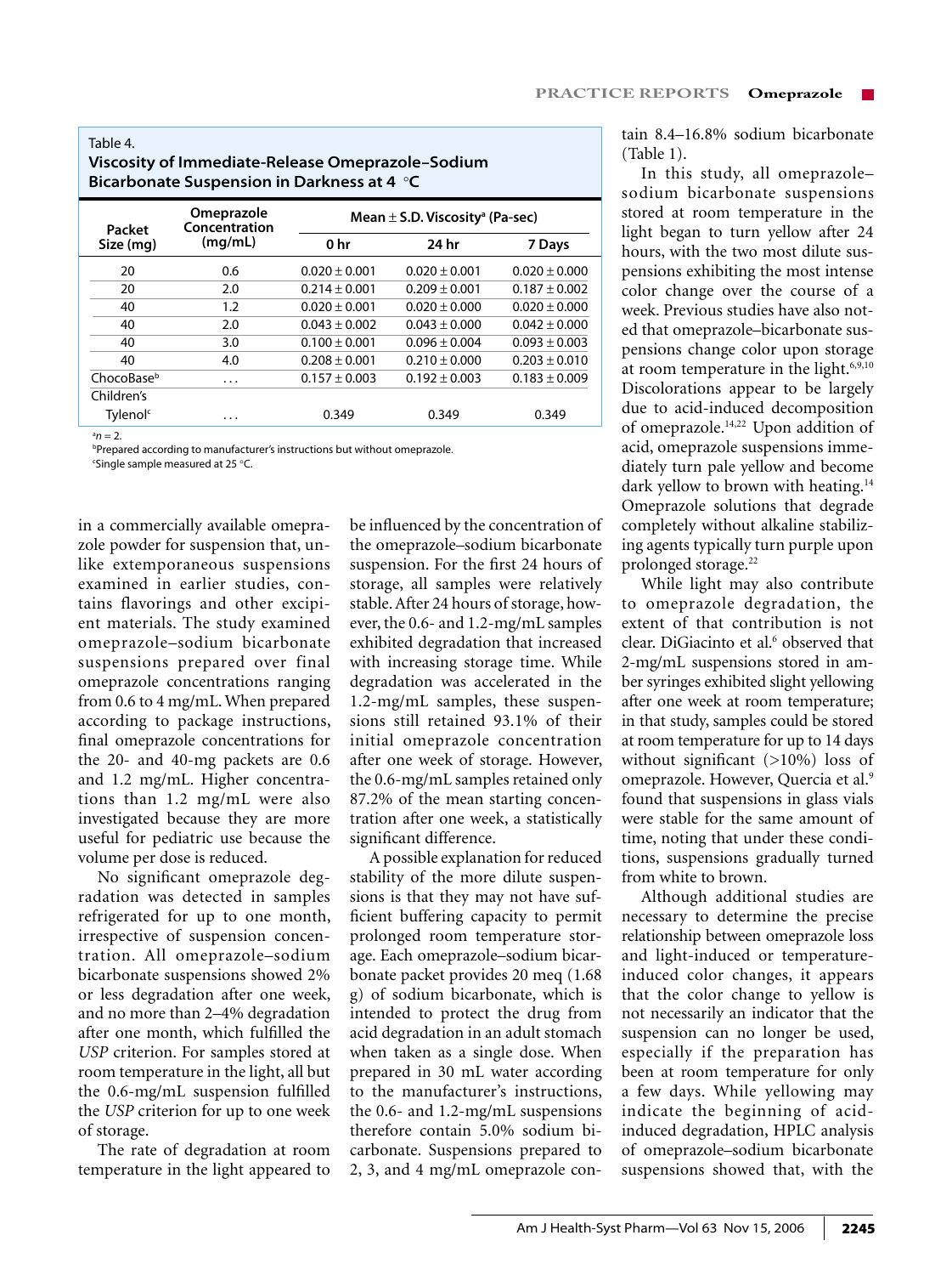Table 4.
**Viscosity of Immediate-Release Omeprazole–Sodium Bicarbonate Suspension in Darkness at 4 °C**

| Packet Size (mg) | Omeprazole Concentration (mg/mL) | Mean ± S.D. Viscosity[a] (Pa-sec) | | |
|---|---|---|---|---|
| | | 0 hr | 24 hr | 7 Days |
| 20 | 0.6 | 0.020 ± 0.001 | 0.020 ± 0.001 | 0.020 ± 0.000 |
| 20 | 2.0 | 0.214 ± 0.001 | 0.209 ± 0.001 | 0.187 ± 0.002 |
| 40 | 1.2 | 0.020 ± 0.001 | 0.020 ± 0.000 | 0.020 ± 0.000 |
| 40 | 2.0 | 0.043 ± 0.002 | 0.043 ± 0.000 | 0.042 ± 0.000 |
| 40 | 3.0 | 0.100 ± 0.001 | 0.096 ± 0.004 | 0.093 ± 0.003 |
| 40 | 4.0 | 0.208 ± 0.001 | 0.210 ± 0.000 | 0.203 ± 0.010 |
| ChocoBase[b] | . . . | 0.157 ± 0.003 | 0.192 ± 0.003 | 0.183 ± 0.009 |
| Children's Tylenol[c] | . . . | 0.349 | 0.349 | 0.349 |

[a]$n = 2$.
[b]Prepared according to manufacturer's instructions but without omeprazole.
[c]Single sample measured at 25 °C.

in a commercially available omeprazole powder for suspension that, unlike extemporaneous suspensions examined in earlier studies, contains flavorings and other excipient materials. The study examined omeprazole–sodium bicarbonate suspensions prepared over final omeprazole concentrations ranging from 0.6 to 4 mg/mL. When prepared according to package instructions, final omeprazole concentrations for the 20- and 40-mg packets are 0.6 and 1.2 mg/mL. Higher concentrations than 1.2 mg/mL were also investigated because they are more useful for pediatric use because the volume per dose is reduced.

No significant omeprazole degradation was detected in samples refrigerated for up to one month, irrespective of suspension concentration. All omeprazole–sodium bicarbonate suspensions showed 2% or less degradation after one week, and no more than 2–4% degradation after one month, which fulfilled the *USP* criterion. For samples stored at room temperature in the light, all but the 0.6-mg/mL suspension fulfilled the *USP* criterion for up to one week of storage.

The rate of degradation at room temperature in the light appeared to be influenced by the concentration of the omeprazole–sodium bicarbonate suspension. For the first 24 hours of storage, all samples were relatively stable. After 24 hours of storage, however, the 0.6- and 1.2-mg/mL samples exhibited degradation that increased with increasing storage time. While degradation was accelerated in the 1.2-mg/mL samples, these suspensions still retained 93.1% of their initial omeprazole concentration after one week of storage. However, the 0.6-mg/mL samples retained only 87.2% of the mean starting concentration after one week, a statistically significant difference.

A possible explanation for reduced stability of the more dilute suspensions is that they may not have sufficient buffering capacity to permit prolonged room temperature storage. Each omeprazole–sodium bicarbonate packet provides 20 meq (1.68 g) of sodium bicarbonate, which is intended to protect the drug from acid degradation in an adult stomach when taken as a single dose. When prepared in 30 mL water according to the manufacturer's instructions, the 0.6- and 1.2-mg/mL suspensions therefore contain 5.0% sodium bicarbonate. Suspensions prepared to 2, 3, and 4 mg/mL omeprazole contain 8.4–16.8% sodium bicarbonate (Table 1).

In this study, all omeprazole–sodium bicarbonate suspensions stored at room temperature in the light began to turn yellow after 24 hours, with the two most dilute suspensions exhibiting the most intense color change over the course of a week. Previous studies have also noted that omeprazole–bicarbonate suspensions change color upon storage at room temperature in the light.[6,9,10] Discolorations appear to be largely due to acid-induced decomposition of omeprazole.[14,22] Upon addition of acid, omeprazole suspensions immediately turn pale yellow and become dark yellow to brown with heating.[14] Omeprazole solutions that degrade completely without alkaline stabilizing agents typically turn purple upon prolonged storage.[22]

While light may also contribute to omeprazole degradation, the extent of that contribution is not clear. DiGiacinto et al.[6] observed that 2-mg/mL suspensions stored in amber syringes exhibited slight yellowing after one week at room temperature; in that study, samples could be stored at room temperature for up to 14 days without significant (>10%) loss of omeprazole. However, Quercia et al.[9] found that suspensions in glass vials were stable for the same amount of time, noting that under these conditions, suspensions gradually turned from white to brown.

Although additional studies are necessary to determine the precise relationship between omeprazole loss and light-induced or temperature-induced color changes, it appears that the color change to yellow is not necessarily an indicator that the suspension can no longer be used, especially if the preparation has been at room temperature for only a few days. While yellowing may indicate the beginning of acid-induced degradation, HPLC analysis of omeprazole–sodium bicarbonate suspensions showed that, with the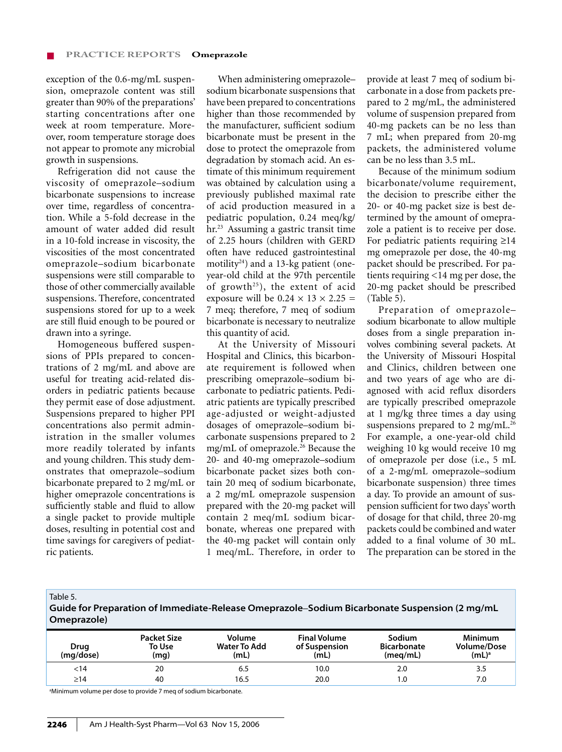exception of the 0.6-mg/mL suspension, omeprazole content was still greater than 90% of the preparations' starting concentrations after one week at room temperature. Moreover, room temperature storage does not appear to promote any microbial growth in suspensions.

Refrigeration did not cause the viscosity of omeprazole–sodium bicarbonate suspensions to increase over time, regardless of concentration. While a 5-fold decrease in the amount of water added did result in a 10-fold increase in viscosity, the viscosities of the most concentrated omeprazole–sodium bicarbonate suspensions were still comparable to those of other commercially available suspensions. Therefore, concentrated suspensions stored for up to a week are still fluid enough to be poured or drawn into a syringe.

Homogeneous buffered suspensions of PPIs prepared to concentrations of 2 mg/mL and above are useful for treating acid-related disorders in pediatric patients because they permit ease of dose adjustment. Suspensions prepared to higher PPI concentrations also permit administration in the smaller volumes more readily tolerated by infants and young children. This study demonstrates that omeprazole–sodium bicarbonate prepared to 2 mg/mL or higher omeprazole concentrations is sufficiently stable and fluid to allow a single packet to provide multiple doses, resulting in potential cost and time savings for caregivers of pediatric patients.

When administering omeprazole–sodium bicarbonate suspensions that have been prepared to concentrations higher than those recommended by the manufacturer, sufficient sodium bicarbonate must be present in the dose to protect the omeprazole from degradation by stomach acid. An estimate of this minimum requirement was obtained by calculation using a previously published maximal rate of acid production measured in a pediatric population, 0.24 meq/kg/hr.[23] Assuming a gastric transit time of 2.25 hours (children with GERD often have reduced gastrointestinal motility[24]) and a 13-kg patient (one-year-old child at the 97th percentile of growth[25]), the extent of acid exposure will be $0.24 \times 13 \times 2.25 = 7$ meq; therefore, 7 meq of sodium bicarbonate is necessary to neutralize this quantity of acid.

At the University of Missouri Hospital and Clinics, this bicarbonate requirement is followed when prescribing omeprazole–sodium bicarbonate to pediatric patients. Pediatric patients are typically prescribed age-adjusted or weight-adjusted dosages of omeprazole–sodium bicarbonate suspensions prepared to 2 mg/mL of omeprazole.[26] Because the 20- and 40-mg omeprazole–sodium bicarbonate packet sizes both contain 20 meq of sodium bicarbonate, a 2 mg/mL omeprazole suspension prepared with the 20-mg packet will contain 2 meq/mL sodium bicarbonate, whereas one prepared with the 40-mg packet will contain only 1 meq/mL. Therefore, in order to provide at least 7 meq of sodium bicarbonate in a dose from packets prepared to 2 mg/mL, the administered volume of suspension prepared from 40-mg packets can be no less than 7 mL; when prepared from 20-mg packets, the administered volume can be no less than 3.5 mL.

Because of the minimum sodium bicarbonate/volume requirement, the decision to prescribe either the 20- or 40-mg packet size is best determined by the amount of omeprazole a patient is to receive per dose. For pediatric patients requiring ≥14 mg omeprazole per dose, the 40-mg packet should be prescribed. For patients requiring <14 mg per dose, the 20-mg packet should be prescribed (Table 5).

Preparation of omeprazole–sodium bicarbonate to allow multiple doses from a single preparation involves combining several packets. At the University of Missouri Hospital and Clinics, children between one and two years of age who are diagnosed with acid reflux disorders are typically prescribed omeprazole at 1 mg/kg three times a day using suspensions prepared to 2 mg/mL.[26] For example, a one-year-old child weighing 10 kg would receive 10 mg of omeprazole per dose (i.e., 5 mL of a 2-mg/mL omeprazole–sodium bicarbonate suspension) three times a day. To provide an amount of suspension sufficient for two days' worth of dosage for that child, three 20-mg packets could be combined and water added to a final volume of 30 mL. The preparation can be stored in the

Table 5.
**Guide for Preparation of Immediate-Release Omeprazole–Sodium Bicarbonate Suspension (2 mg/mL Omeprazole)**

| Drug (mg/dose) | Packet Size To Use (mg) | Volume Water To Add (mL) | Final Volume of Suspension (mL) | Sodium Bicarbonate (meq/mL) | Minimum Volume/Dose (mL)[a] |
|---|---|---|---|---|---|
| <14 | 20 | 6.5 | 10.0 | 2.0 | 3.5 |
| ≥14 | 40 | 16.5 | 20.0 | 1.0 | 7.0 |

[a]Minimum volume per dose to provide 7 meq of sodium bicarbonate.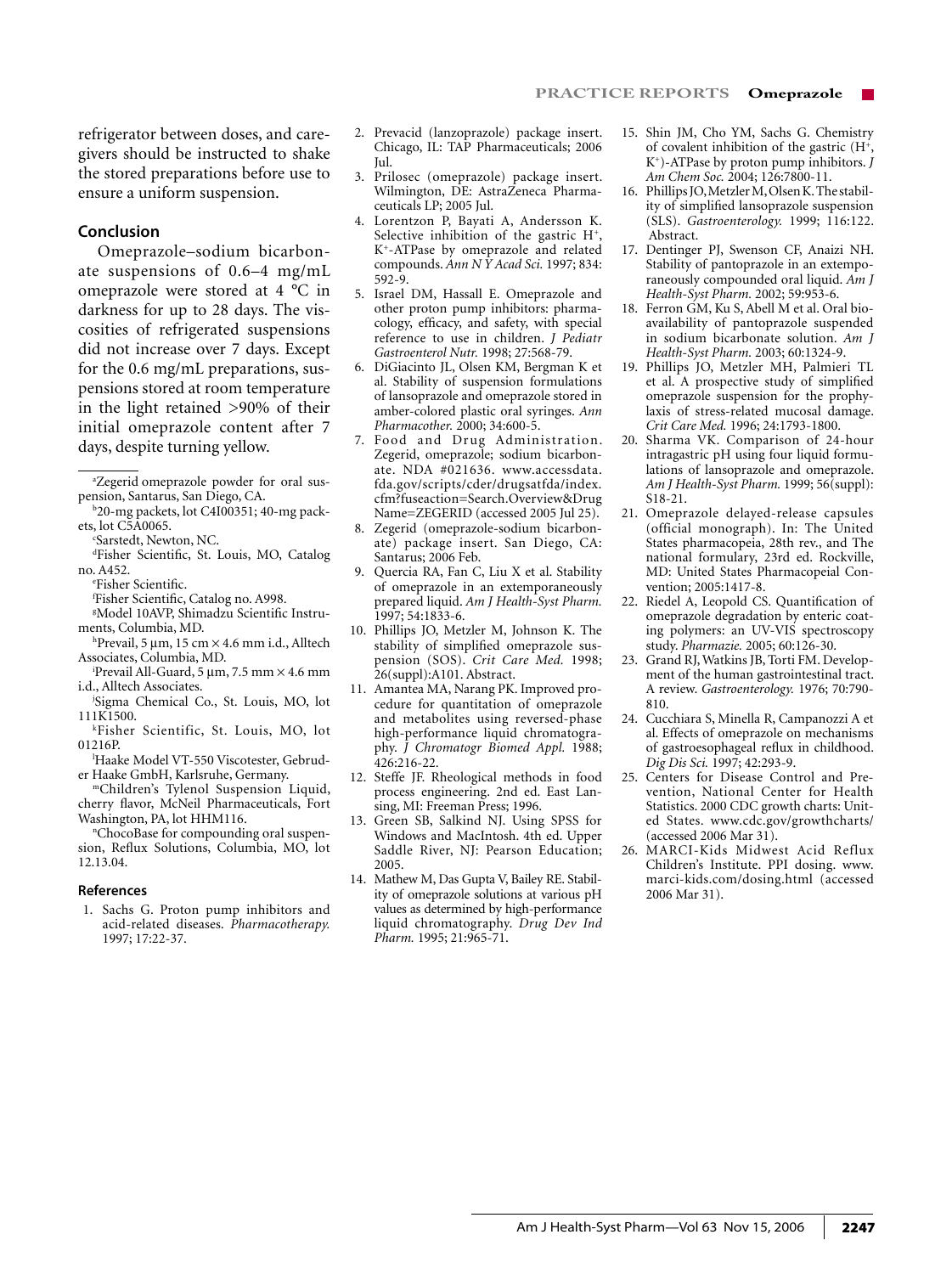refrigerator between doses, and caregivers should be instructed to shake the stored preparations before use to ensure a uniform suspension.

## Conclusion

Omeprazole–sodium bicarbonate suspensions of 0.6–4 mg/mL omeprazole were stored at 4 °C in darkness for up to 28 days. The viscosities of refrigerated suspensions did not increase over 7 days. Except for the 0.6 mg/mL preparations, suspensions stored at room temperature in the light retained >90% of their initial omeprazole content after 7 days, despite turning yellow.

---

[a]Zegerid omeprazole powder for oral suspension, Santarus, San Diego, CA.

[b]20-mg packets, lot C4I00351; 40-mg packets, lot C5A0065.

[c]Sarstedt, Newton, NC.

[d]Fisher Scientific, St. Louis, MO, Catalog no. A452.

[e]Fisher Scientific.

[f]Fisher Scientific, Catalog no. A998.

[g]Model 10AVP, Shimadzu Scientific Instruments, Columbia, MD.

[h]Prevail, 5 µm, 15 cm × 4.6 mm i.d., Alltech Associates, Columbia, MD.

[i]Prevail All-Guard, 5 µm, 7.5 mm × 4.6 mm i.d., Alltech Associates.

[j]Sigma Chemical Co., St. Louis, MO, lot 111K1500.

[k]Fisher Scientific, St. Louis, MO, lot 01216P.

[l]Haake Model VT-550 Viscotester, Gebruder Haake GmbH, Karlsruhe, Germany.

[m]Children's Tylenol Suspension Liquid, cherry flavor, McNeil Pharmaceuticals, Fort Washington, PA, lot HHM116.

[n]ChocoBase for compounding oral suspension, Reflux Solutions, Columbia, MO, lot 12.13.04.

### References

1. Sachs G. Proton pump inhibitors and acid-related diseases. *Pharmacotherapy.* 1997; 17:22-37.
2. Prevacid (lanzoprazole) package insert. Chicago, IL: TAP Pharmaceuticals; 2006 Jul.
3. Prilosec (omeprazole) package insert. Wilmington, DE: AstraZeneca Pharmaceuticals LP; 2005 Jul.
4. Lorentzon P, Bayati A, Andersson K. Selective inhibition of the gastric $H^+$, $K^+$-ATPase by omeprazole and related compounds. *Ann N Y Acad Sci.* 1997; 834: 592-9.
5. Israel DM, Hassall E. Omeprazole and other proton pump inhibitors: pharmacology, efficacy, and safety, with special reference to use in children. *J Pediatr Gastroenterol Nutr.* 1998; 27:568-79.
6. DiGiacinto JL, Olsen KM, Bergman K et al. Stability of suspension formulations of lansoprazole and omeprazole stored in amber-colored plastic oral syringes. *Ann Pharmacother.* 2000; 34:600-5.
7. Food and Drug Administration. Zegerid, omeprazole; sodium bicarbonate. NDA #021636. www.accessdata.fda.gov/scripts/cder/drugsatfda/index.cfm?fuseaction=Search.Overview&DrugName=ZEGERID (accessed 2005 Jul 25).
8. Zegerid (omeprazole-sodium bicarbonate) package insert. San Diego, CA: Santarus; 2006 Feb.
9. Quercia RA, Fan C, Liu X et al. Stability of omeprazole in an extemporaneously prepared liquid. *Am J Health-Syst Pharm.* 1997; 54:1833-6.
10. Phillips JO, Metzler M, Johnson K. The stability of simplified omeprazole suspension (SOS). *Crit Care Med.* 1998; 26(suppl):A101. Abstract.
11. Amantea MA, Narang PK. Improved procedure for quantitation of omeprazole and metabolites using reversed-phase high-performance liquid chromatography. *J Chromatogr Biomed Appl.* 1988; 426:216-22.
12. Steffe JF. Rheological methods in food process engineering. 2nd ed. East Lansing, MI: Freeman Press; 1996.
13. Green SB, Salkind NJ. Using SPSS for Windows and MacIntosh. 4th ed. Upper Saddle River, NJ: Pearson Education; 2005.
14. Mathew M, Das Gupta V, Bailey RE. Stability of omeprazole solutions at various pH values as determined by high-performance liquid chromatography. *Drug Dev Ind Pharm.* 1995; 21:965-71.
15. Shin JM, Cho YM, Sachs G. Chemistry of covalent inhibition of the gastric ($H^+$, $K^+$)-ATPase by proton pump inhibitors. *J Am Chem Soc.* 2004; 126:7800-11.
16. Phillips JO, Metzler M, Olsen K. The stability of simplified lansoprazole suspension (SLS). *Gastroenterology.* 1999; 116:122. Abstract.
17. Dentinger PJ, Swenson CF, Anaizi NH. Stability of pantoprazole in an extemporaneously compounded oral liquid. *Am J Health-Syst Pharm.* 2002; 59:953-6.
18. Ferron GM, Ku S, Abell M et al. Oral bioavailability of pantoprazole suspended in sodium bicarbonate solution. *Am J Health-Syst Pharm.* 2003; 60:1324-9.
19. Phillips JO, Metzler MH, Palmieri TL et al. A prospective study of simplified omeprazole suspension for the prophylaxis of stress-related mucosal damage. *Crit Care Med.* 1996; 24:1793-1800.
20. Sharma VK. Comparison of 24-hour intragastric pH using four liquid formulations of lansoprazole and omeprazole. *Am J Health-Syst Pharm.* 1999; 56(suppl): S18-21.
21. Omeprazole delayed-release capsules (official monograph). In: The United States pharmacopeia, 28th rev., and The national formulary, 23rd ed. Rockville, MD: United States Pharmacopeial Convention; 2005:1417-8.
22. Riedel A, Leopold CS. Quantification of omeprazole degradation by enteric coating polymers: an UV-VIS spectroscopy study. *Pharmazie.* 2005; 60:126-30.
23. Grand RJ, Watkins JB, Torti FM. Development of the human gastrointestinal tract. A review. *Gastroenterology.* 1976; 70:790-810.
24. Cucchiara S, Minella R, Campanozzi A et al. Effects of omeprazole on mechanisms of gastroesophageal reflux in childhood. *Dig Dis Sci.* 1997; 42:293-9.
25. Centers for Disease Control and Prevention, National Center for Health Statistics. 2000 CDC growth charts: United States. www.cdc.gov/growthcharts/ (accessed 2006 Mar 31).
26. MARCI-Kids Midwest Acid Reflux Children's Institute. PPI dosing. www.marci-kids.com/dosing.html (accessed 2006 Mar 31).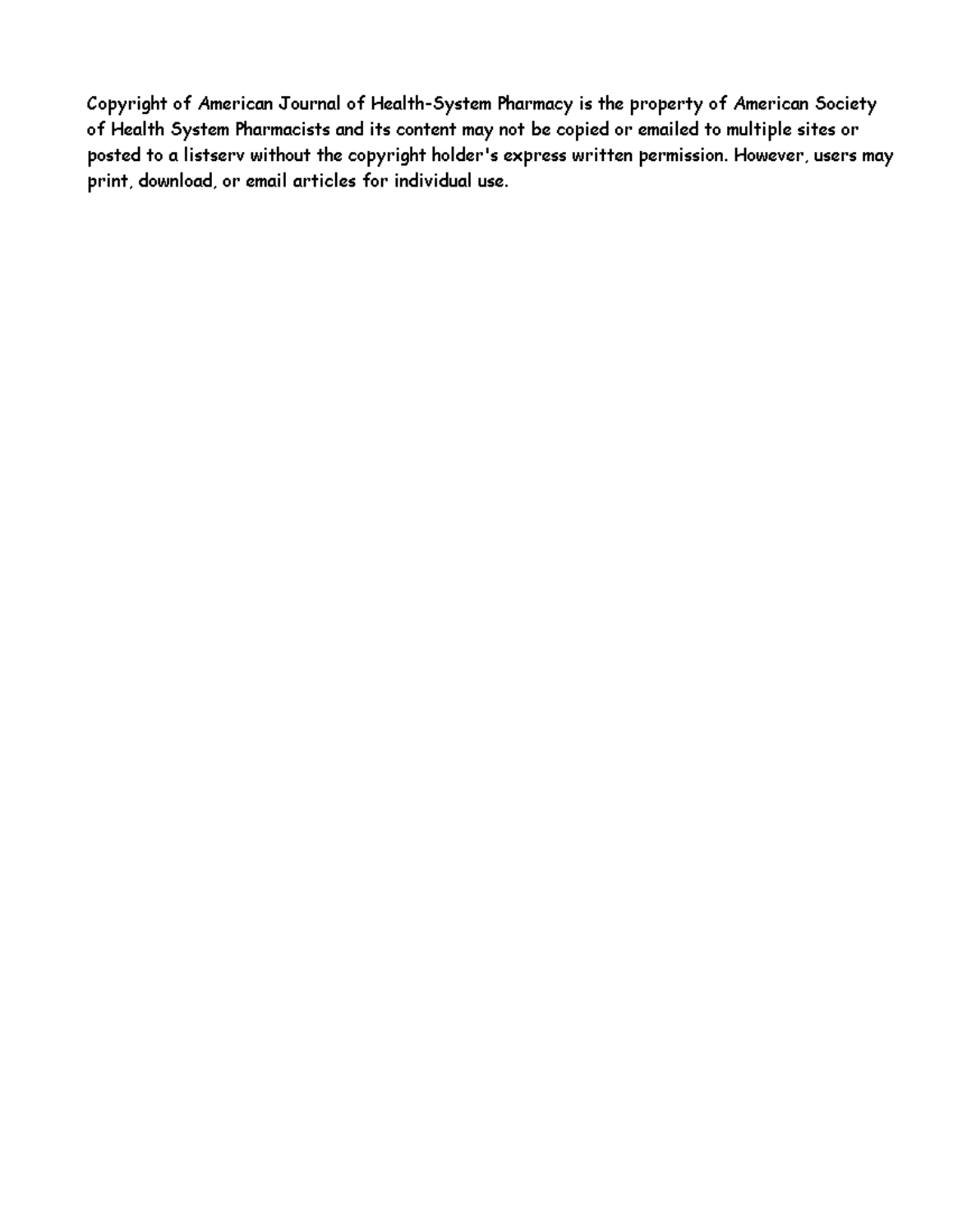Copyright of American Journal of Health-System Pharmacy is the property of American Society of Health System Pharmacists and its content may not be copied or emailed to multiple sites or posted to a listserv without the copyright holder's express written permission. However, users may print, download, or email articles for individual use.